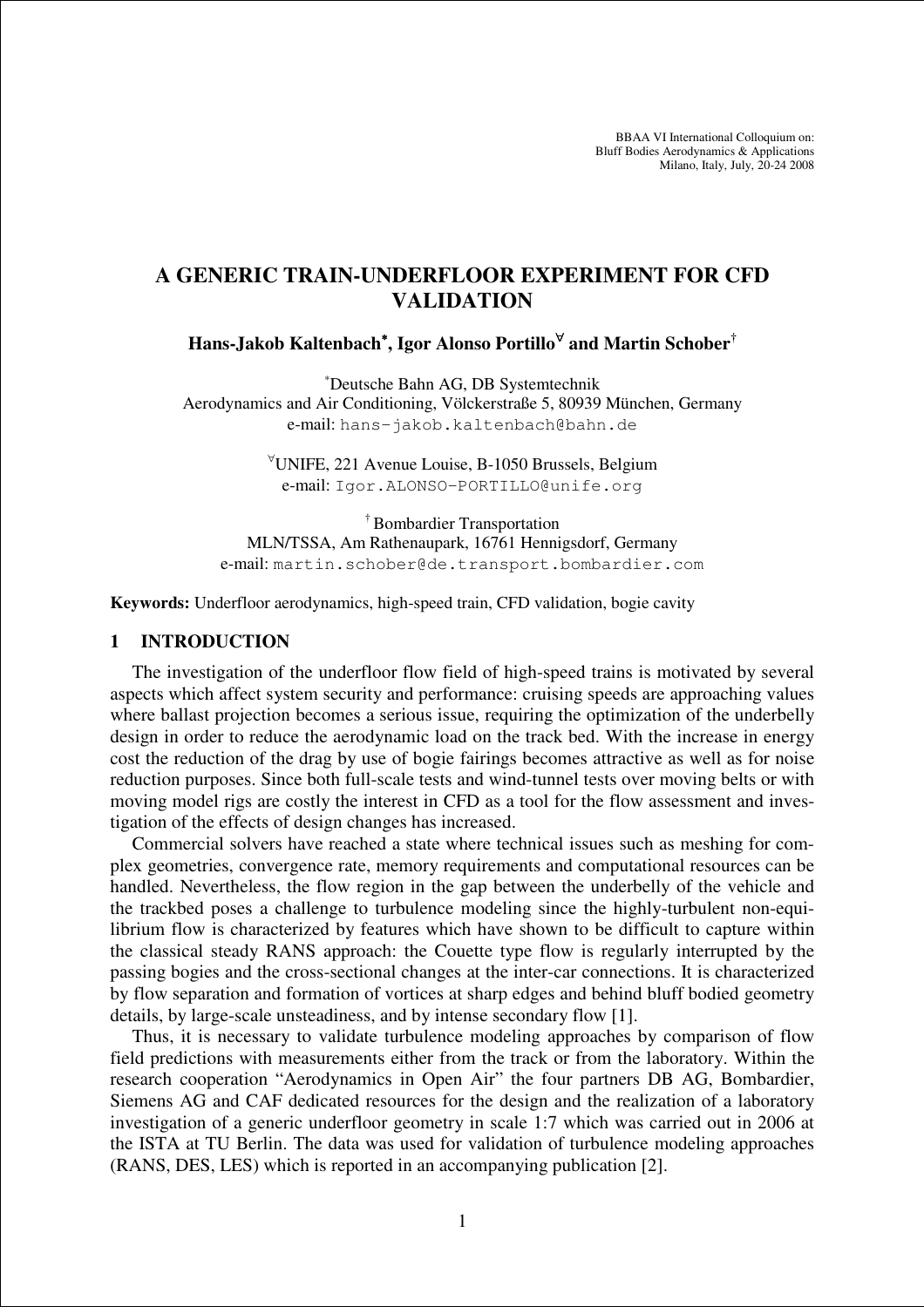BBAA VI International Colloquium on:
Bluff Bodies Aerodynamics & Applications
Milano, Italy, July, 20-24 2008

# A GENERIC TRAIN-UNDERFLOOR EXPERIMENT FOR CFD VALIDATION

**Hans-Jakob Kaltenbach[*], Igor Alonso Portillo[∀] and Martin Schober[†]**

[*] Deutsche Bahn AG, DB Systemtechnik
Aerodynamics and Air Conditioning, Völckerstraße 5, 80939 München, Germany
e-mail: hans-jakob.kaltenbach@bahn.de

[∀] UNIFE, 221 Avenue Louise, B-1050 Brussels, Belgium
e-mail: Igor.ALONSO-PORTILLO@unife.org

[†] Bombardier Transportation
MLN/TSSA, Am Rathenaupark, 16761 Hennigsdorf, Germany
e-mail: martin.schober@de.transport.bombardier.com

**Keywords:** Underfloor aerodynamics, high-speed train, CFD validation, bogie cavity

## 1 INTRODUCTION

The investigation of the underfloor flow field of high-speed trains is motivated by several aspects which affect system security and performance: cruising speeds are approaching values where ballast projection becomes a serious issue, requiring the optimization of the underbelly design in order to reduce the aerodynamic load on the track bed. With the increase in energy cost the reduction of the drag by use of bogie fairings becomes attractive as well as for noise reduction purposes. Since both full-scale tests and wind-tunnel tests over moving belts or with moving model rigs are costly the interest in CFD as a tool for the flow assessment and investigation of the effects of design changes has increased.

Commercial solvers have reached a state where technical issues such as meshing for complex geometries, convergence rate, memory requirements and computational resources can be handled. Nevertheless, the flow region in the gap between the underbelly of the vehicle and the trackbed poses a challenge to turbulence modeling since the highly-turbulent non-equilibrium flow is characterized by features which have shown to be difficult to capture within the classical steady RANS approach: the Couette type flow is regularly interrupted by the passing bogies and the cross-sectional changes at the inter-car connections. It is characterized by flow separation and formation of vortices at sharp edges and behind bluff bodied geometry details, by large-scale unsteadiness, and by intense secondary flow [1].

Thus, it is necessary to validate turbulence modeling approaches by comparison of flow field predictions with measurements either from the track or from the laboratory. Within the research cooperation "Aerodynamics in Open Air" the four partners DB AG, Bombardier, Siemens AG and CAF dedicated resources for the design and the realization of a laboratory investigation of a generic underfloor geometry in scale 1:7 which was carried out in 2006 at the ISTA at TU Berlin. The data was used for validation of turbulence modeling approaches (RANS, DES, LES) which is reported in an accompanying publication [2].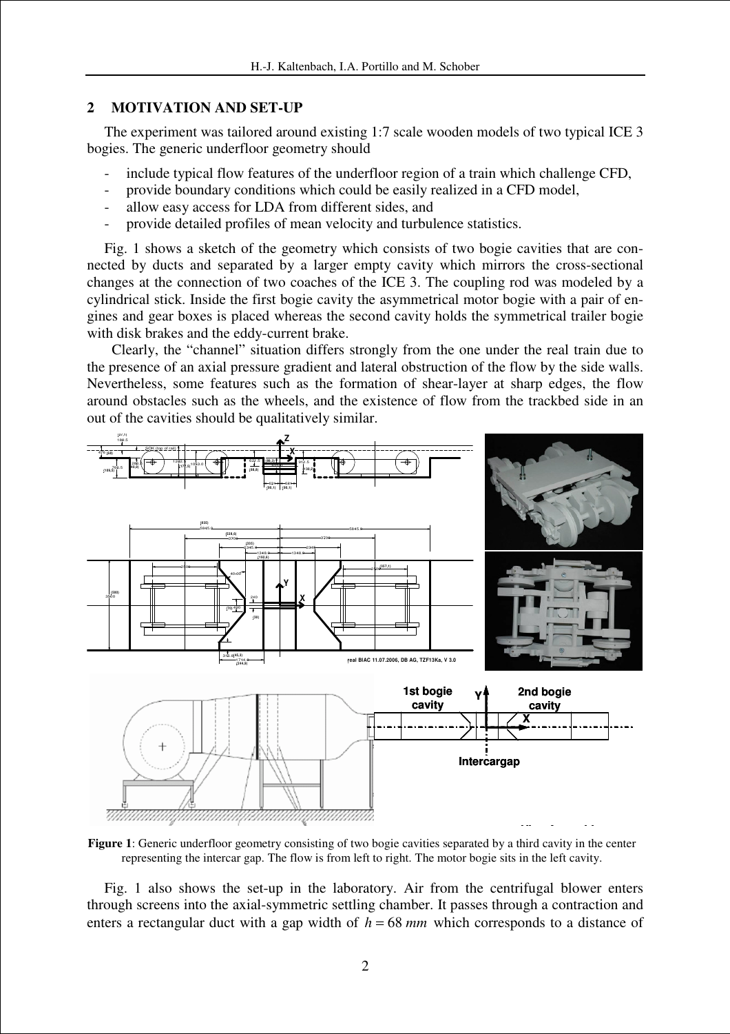## 2 MOTIVATION AND SET-UP

The experiment was tailored around existing 1:7 scale wooden models of two typical ICE 3 bogies. The generic underfloor geometry should

- include typical flow features of the underfloor region of a train which challenge CFD,
- provide boundary conditions which could be easily realized in a CFD model,
- allow easy access for LDA from different sides, and
- provide detailed profiles of mean velocity and turbulence statistics.

Fig. 1 shows a sketch of the geometry which consists of two bogie cavities that are connected by ducts and separated by a larger empty cavity which mirrors the cross-sectional changes at the connection of two coaches of the ICE 3. The coupling rod was modeled by a cylindrical stick. Inside the first bogie cavity the asymmetrical motor bogie with a pair of engines and gear boxes is placed whereas the second cavity holds the symmetrical trailer bogie with disk brakes and the eddy-current brake.

Clearly, the "channel" situation differs strongly from the one under the real train due to the presence of an axial pressure gradient and lateral obstruction of the flow by the side walls. Nevertheless, some features such as the formation of shear-layer at sharp edges, the flow around obstacles such as the wheels, and the existence of flow from the trackbed side in an out of the cavities should be qualitatively similar.

**Figure 1**: Generic underfloor geometry consisting of two bogie cavities separated by a third cavity in the center representing the intercar gap. The flow is from left to right. The motor bogie sits in the left cavity.

Fig. 1 also shows the set-up in the laboratory. Air from the centrifugal blower enters through screens into the axial-symmetric settling chamber. It passes through a contraction and enters a rectangular duct with a gap width of $h = 68\ mm$ which corresponds to a distance of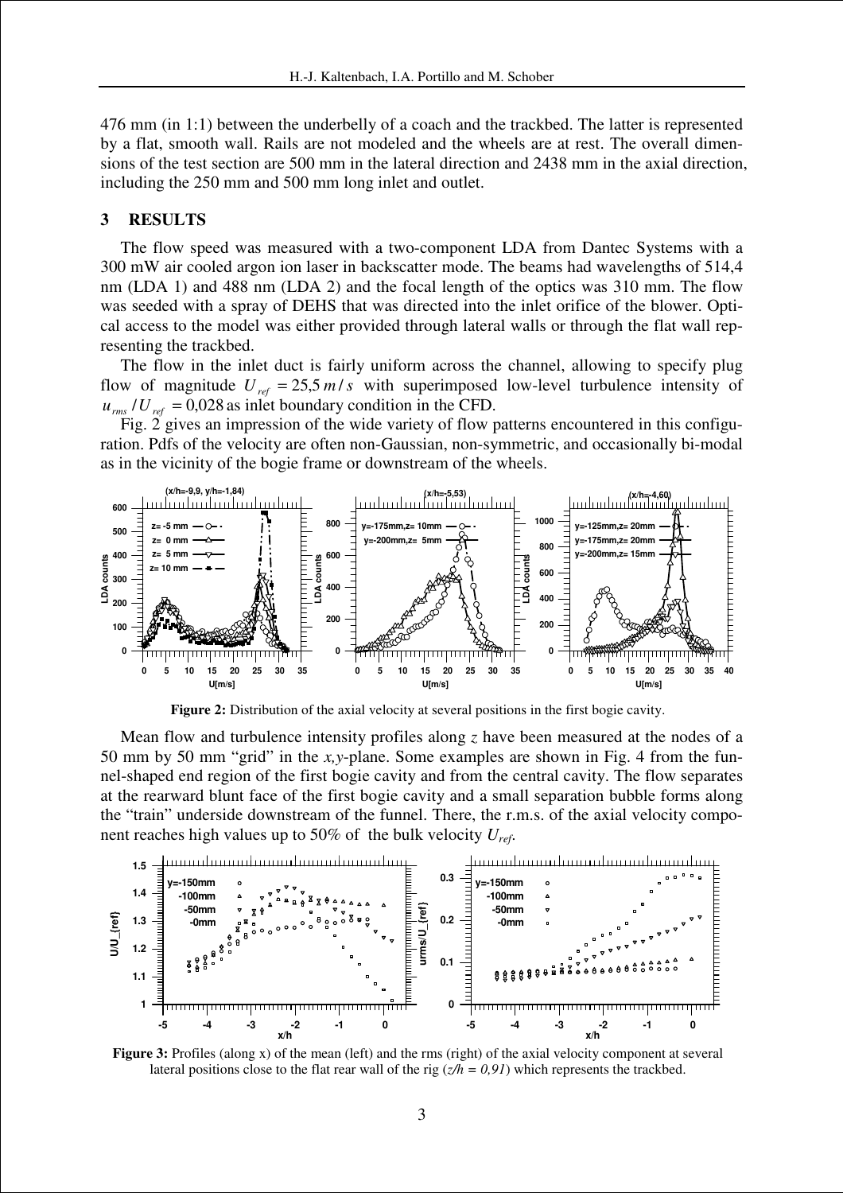476 mm (in 1:1) between the underbelly of a coach and the trackbed. The latter is represented by a flat, smooth wall. Rails are not modeled and the wheels are at rest. The overall dimensions of the test section are 500 mm in the lateral direction and 2438 mm in the axial direction, including the 250 mm and 500 mm long inlet and outlet.

## 3 RESULTS

The flow speed was measured with a two-component LDA from Dantec Systems with a 300 mW air cooled argon ion laser in backscatter mode. The beams had wavelengths of 514,4 nm (LDA 1) and 488 nm (LDA 2) and the focal length of the optics was 310 mm. The flow was seeded with a spray of DEHS that was directed into the inlet orifice of the blower. Optical access to the model was either provided through lateral walls or through the flat wall representing the trackbed.

The flow in the inlet duct is fairly uniform across the channel, allowing to specify plug flow of magnitude $U_{ref} = 25{,}5\, m/s$ with superimposed low-level turbulence intensity of $u_{rms}/U_{ref} = 0{,}028$ as inlet boundary condition in the CFD.

Fig. 2 gives an impression of the wide variety of flow patterns encountered in this configuration. Pdfs of the velocity are often non-Gaussian, non-symmetric, and occasionally bi-modal as in the vicinity of the bogie frame or downstream of the wheels.

**Figure 2:** Distribution of the axial velocity at several positions in the first bogie cavity.

Mean flow and turbulence intensity profiles along *z* have been measured at the nodes of a 50 mm by 50 mm "grid" in the *x,y*-plane. Some examples are shown in Fig. 4 from the funnel-shaped end region of the first bogie cavity and from the central cavity. The flow separates at the rearward blunt face of the first bogie cavity and a small separation bubble forms along the "train" underside downstream of the funnel. There, the r.m.s. of the axial velocity component reaches high values up to 50% of the bulk velocity $U_{ref}$.

**Figure 3:** Profiles (along x) of the mean (left) and the rms (right) of the axial velocity component at several lateral positions close to the flat rear wall of the rig ($z/h = 0{,}91$) which represents the trackbed.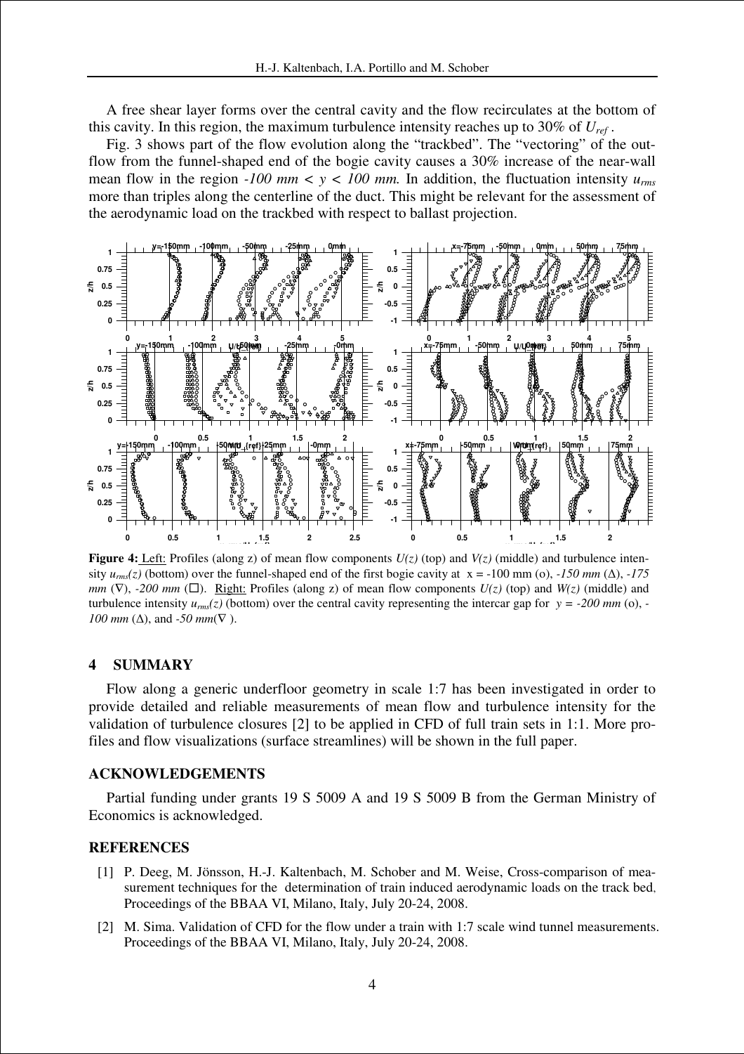A free shear layer forms over the central cavity and the flow recirculates at the bottom of this cavity. In this region, the maximum turbulence intensity reaches up to 30% of $U_{ref}$.

Fig. 3 shows part of the flow evolution along the "trackbed". The "vectoring" of the outflow from the funnel-shaped end of the bogie cavity causes a 30% increase of the near-wall mean flow in the region $-100\ mm < y < 100\ mm$. In addition, the fluctuation intensity $u_{rms}$ more than triples along the centerline of the duct. This might be relevant for the assessment of the aerodynamic load on the trackbed with respect to ballast projection.

y=-150mm -100mm -50mm -25mm 0mm
z/h
1
0.75
0.5
0.25
0
0 1 2 3 4 5
U/U_{ref}

x=-75mm -50mm 0mm 50mm 75mm
z/h
1
0.5
0
-0.5
-1
0 1 2 3 4 5
U/U_{ref}

y=-150mm -100mm -50mm -25mm -0mm
z/h
1
0.75
0.5
0.25
0
0 0.5 1 1.5 2
V/U_{ref}

x=-75mm -50mm 0mm 50mm 75mm
z/h
1
0.5
0
-0.5
-1
0 0.5 1 1.5 2
W/U_{ref}

y=-150mm -100mm -50mm -25mm -0mm
z/h
1
0.75
0.5
0.25
0
0 0.5 1 1.5 2 2.5

x=-75mm -50mm 0mm 50mm 75mm
z/h
1
0.5
0
-0.5
-1
0 0.5 1 1.5 2

**Figure 4:** Left: Profiles (along z) of mean flow components $U(z)$ (top) and $V(z)$ (middle) and turbulence intensity $u_{rms}(z)$ (bottom) over the funnel-shaped end of the first bogie cavity at x = -100 mm (o), *-150 mm* (Δ), *-175 mm* (∇), *-200 mm* (□). Right: Profiles (along z) of mean flow components $U(z)$ (top) and $W(z)$ (middle) and turbulence intensity $u_{rms}(z)$ (bottom) over the central cavity representing the intercar gap for *y = -200 mm* (o), *-100 mm* (Δ), and *-50 mm*(∇ ).

## 4 SUMMARY

Flow along a generic underfloor geometry in scale 1:7 has been investigated in order to provide detailed and reliable measurements of mean flow and turbulence intensity for the validation of turbulence closures [2] to be applied in CFD of full train sets in 1:1. More profiles and flow visualizations (surface streamlines) will be shown in the full paper.

## ACKNOWLEDGEMENTS

Partial funding under grants 19 S 5009 A and 19 S 5009 B from the German Ministry of Economics is acknowledged.

## REFERENCES

[1] P. Deeg, M. Jönsson, H.-J. Kaltenbach, M. Schober and M. Weise, Cross-comparison of measurement techniques for the determination of train induced aerodynamic loads on the track bed, Proceedings of the BBAA VI, Milano, Italy, July 20-24, 2008.

[2] M. Sima. Validation of CFD for the flow under a train with 1:7 scale wind tunnel measurements. Proceedings of the BBAA VI, Milano, Italy, July 20-24, 2008.